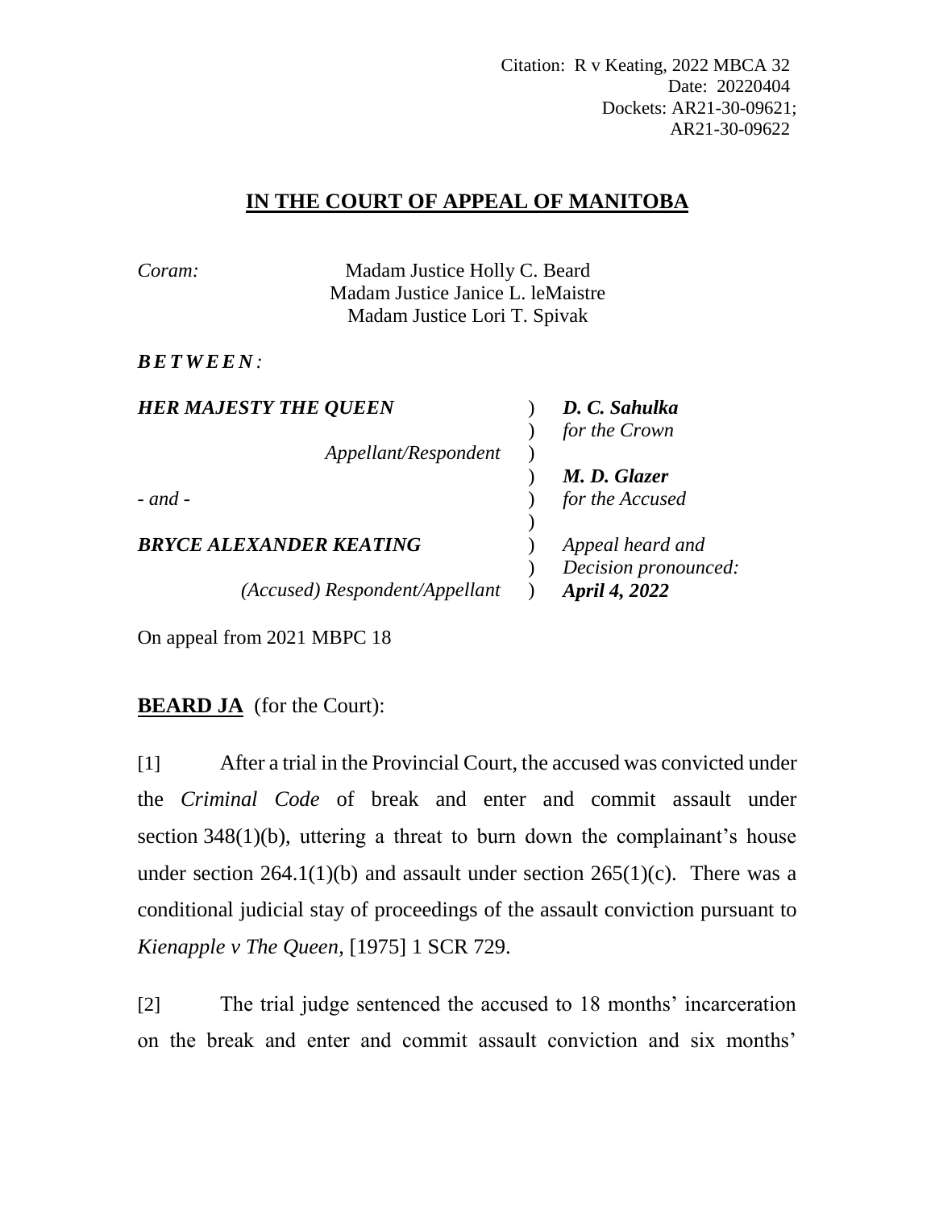Citation: R v Keating, 2022 MBCA 32
Date: 20220404
Dockets: AR21-30-09621;
AR21-30-09622

# IN THE COURT OF APPEAL OF MANITOBA

*Coram:* Madam Justice Holly C. Beard
Madam Justice Janice L. leMaistre
Madam Justice Lori T. Spivak

***BETWEEN:***

| | | |
|---|---|---|
| ***HER MAJESTY THE QUEEN*** | ) | ***D. C. Sahulka*** |
| | ) | *for the Crown* |
| *Appellant/Respondent* | ) | |
| | ) | ***M. D. Glazer*** |
| *- and -* | ) | *for the Accused* |
| | ) | |
| ***BRYCE ALEXANDER KEATING*** | ) | *Appeal heard and* |
| | ) | *Decision pronounced:* |
| *(Accused) Respondent/Appellant* | ) | ***April 4, 2022*** |

On appeal from 2021 MBPC 18

**BEARD JA** (for the Court):

[1] After a trial in the Provincial Court, the accused was convicted under the *Criminal Code* of break and enter and commit assault under section 348(1)(b), uttering a threat to burn down the complainant's house under section 264.1(1)(b) and assault under section 265(1)(c). There was a conditional judicial stay of proceedings of the assault conviction pursuant to *Kienapple v The Queen*, [1975] 1 SCR 729.

[2] The trial judge sentenced the accused to 18 months' incarceration on the break and enter and commit assault conviction and six months'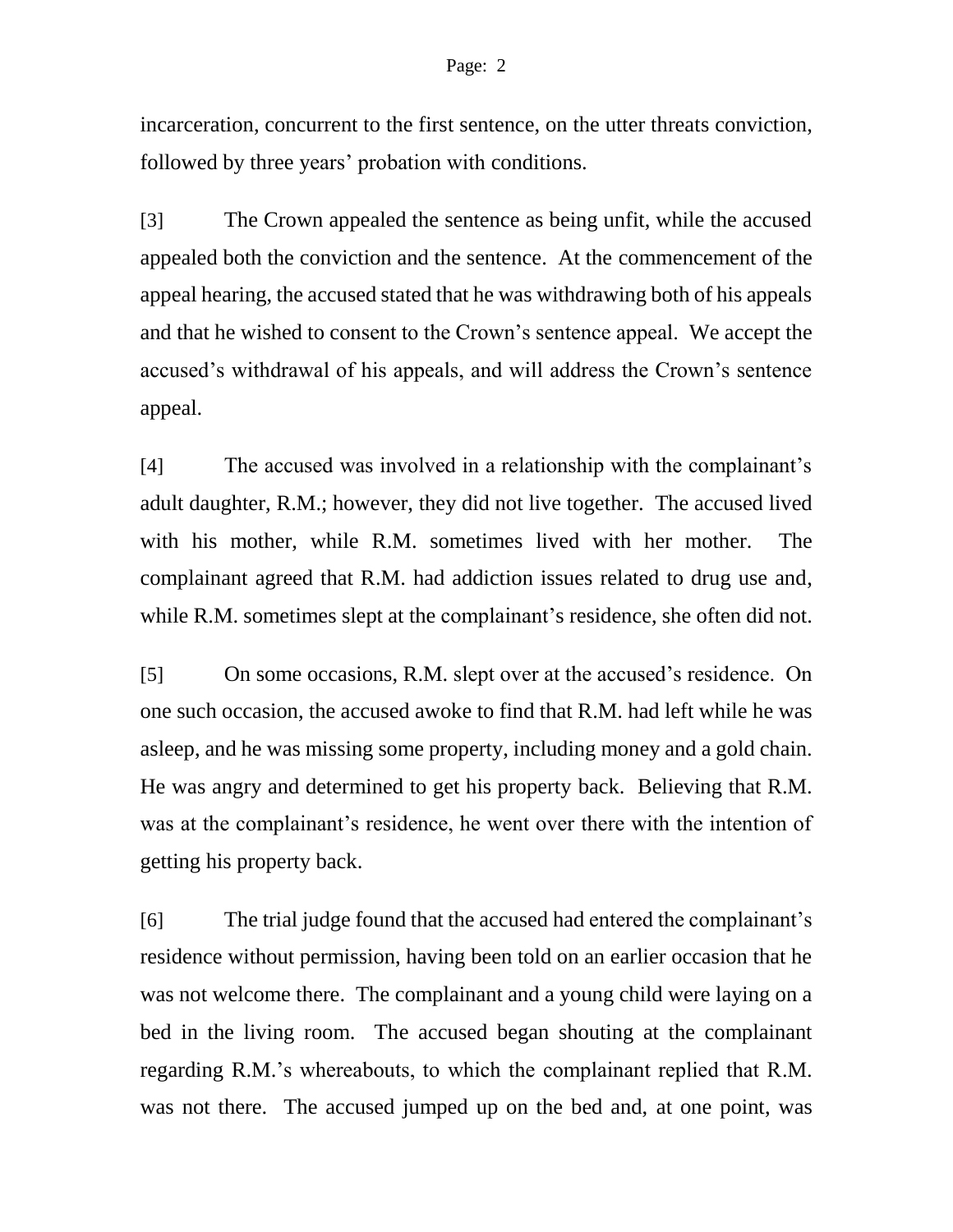incarceration, concurrent to the first sentence, on the utter threats conviction, followed by three years' probation with conditions.

[3] The Crown appealed the sentence as being unfit, while the accused appealed both the conviction and the sentence. At the commencement of the appeal hearing, the accused stated that he was withdrawing both of his appeals and that he wished to consent to the Crown's sentence appeal. We accept the accused's withdrawal of his appeals, and will address the Crown's sentence appeal.

[4] The accused was involved in a relationship with the complainant's adult daughter, R.M.; however, they did not live together. The accused lived with his mother, while R.M. sometimes lived with her mother. The complainant agreed that R.M. had addiction issues related to drug use and, while R.M. sometimes slept at the complainant's residence, she often did not.

[5] On some occasions, R.M. slept over at the accused's residence. On one such occasion, the accused awoke to find that R.M. had left while he was asleep, and he was missing some property, including money and a gold chain. He was angry and determined to get his property back. Believing that R.M. was at the complainant's residence, he went over there with the intention of getting his property back.

[6] The trial judge found that the accused had entered the complainant's residence without permission, having been told on an earlier occasion that he was not welcome there. The complainant and a young child were laying on a bed in the living room. The accused began shouting at the complainant regarding R.M.'s whereabouts, to which the complainant replied that R.M. was not there. The accused jumped up on the bed and, at one point, was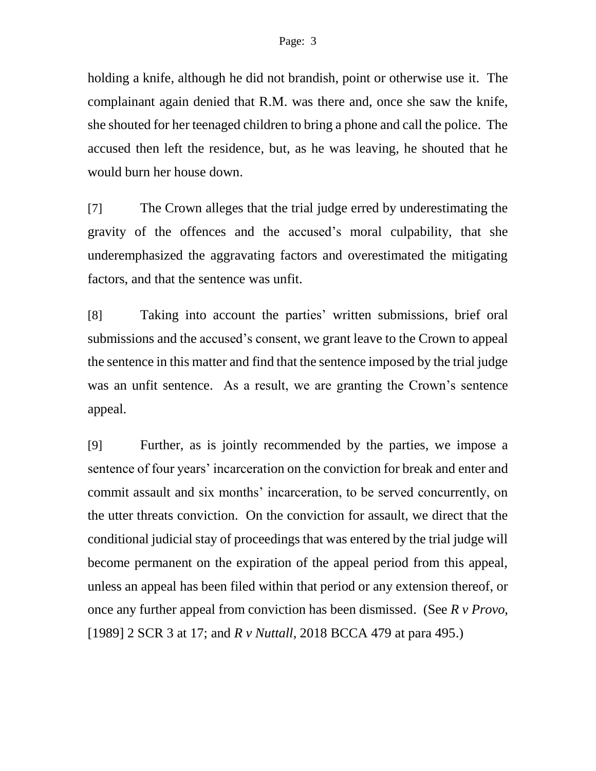holding a knife, although he did not brandish, point or otherwise use it. The complainant again denied that R.M. was there and, once she saw the knife, she shouted for her teenaged children to bring a phone and call the police. The accused then left the residence, but, as he was leaving, he shouted that he would burn her house down.

[7] The Crown alleges that the trial judge erred by underestimating the gravity of the offences and the accused's moral culpability, that she underemphasized the aggravating factors and overestimated the mitigating factors, and that the sentence was unfit.

[8] Taking into account the parties' written submissions, brief oral submissions and the accused's consent, we grant leave to the Crown to appeal the sentence in this matter and find that the sentence imposed by the trial judge was an unfit sentence. As a result, we are granting the Crown's sentence appeal.

[9] Further, as is jointly recommended by the parties, we impose a sentence of four years' incarceration on the conviction for break and enter and commit assault and six months' incarceration, to be served concurrently, on the utter threats conviction. On the conviction for assault, we direct that the conditional judicial stay of proceedings that was entered by the trial judge will become permanent on the expiration of the appeal period from this appeal, unless an appeal has been filed within that period or any extension thereof, or once any further appeal from conviction has been dismissed. (See *R v Provo*, [1989] 2 SCR 3 at 17; and *R v Nuttall*, 2018 BCCA 479 at para 495.)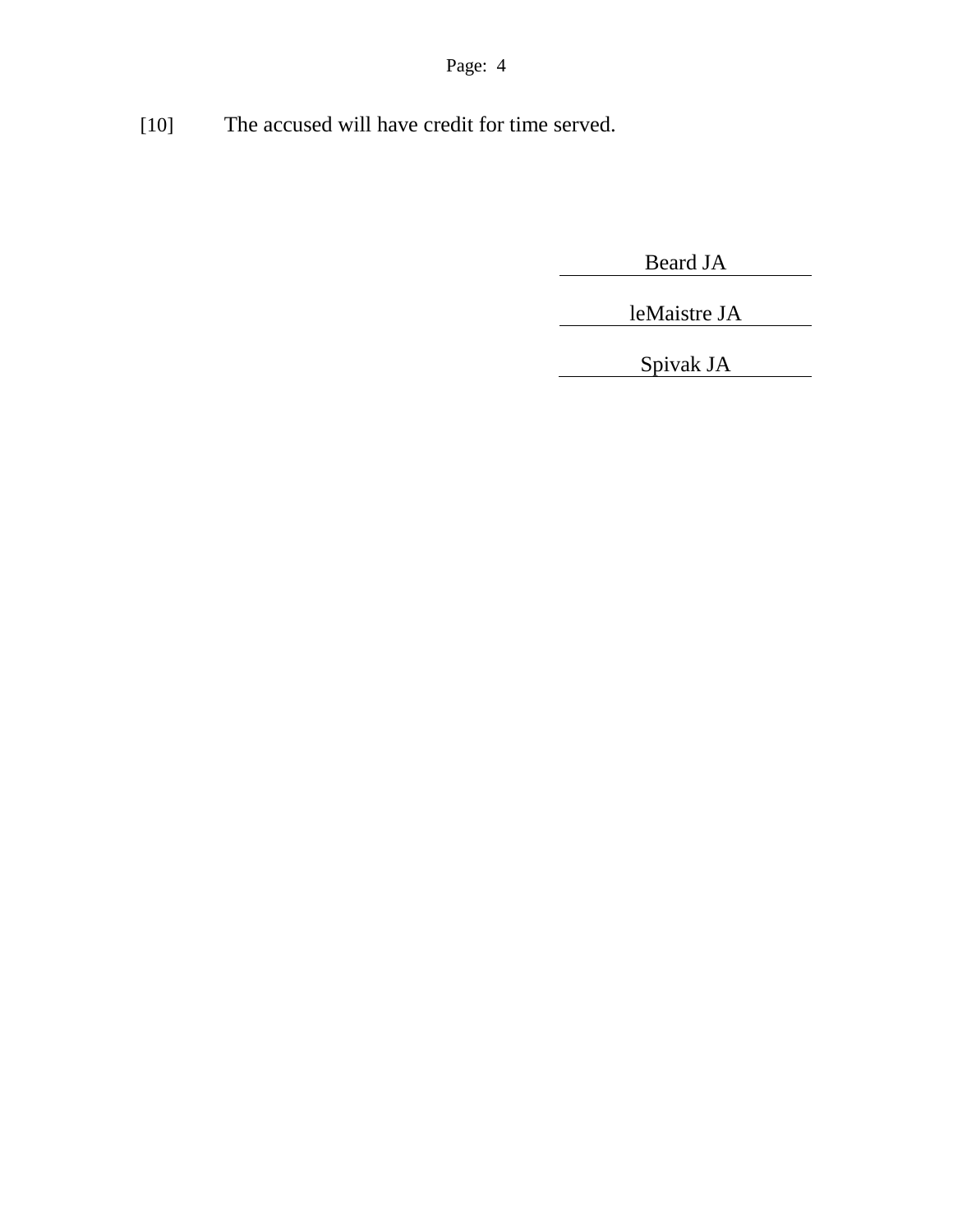[10] The accused will have credit for time served.

Beard JA

leMaistre JA

Spivak JA